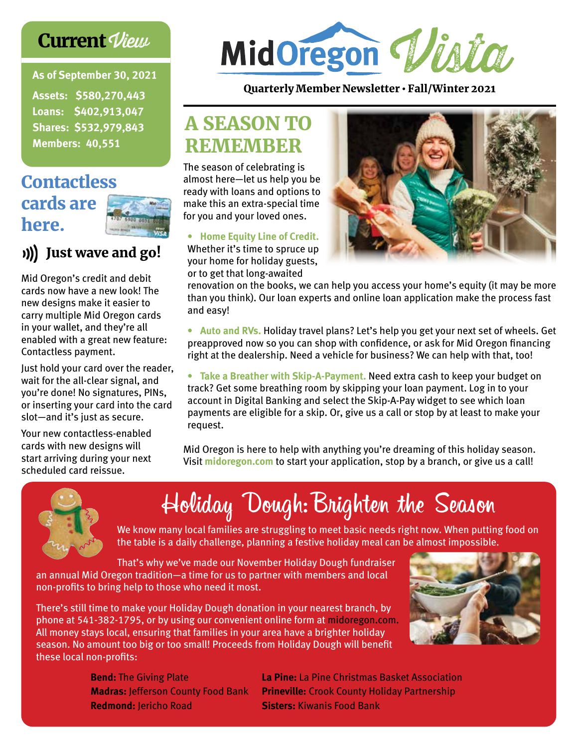# Mid Oregon Vista

**Quarterly Member Newsletter • Fall/Winter 2021**

## Current View

**As of September 30, 2021**

**Assets: $580,270,443**
**Loans: $402,913,047**
**Shares: $532,979,843**
**Members: 40,551**

## Contactless cards are here.

### Just wave and go!

Mid Oregon's credit and debit cards now have a new look! The new designs make it easier to carry multiple Mid Oregon cards in your wallet, and they're all enabled with a great new feature: Contactless payment.

Just hold your card over the reader, wait for the all-clear signal, and you're done! No signatures, PINs, or inserting your card into the card slot—and it's just as secure.

Your new contactless-enabled cards with new designs will start arriving during your next scheduled card reissue.

## A SEASON TO REMEMBER

The season of celebrating is almost here—let us help you be ready with loans and options to make this an extra-special time for you and your loved ones.

- **Home Equity Line of Credit.** Whether it's time to spruce up your home for holiday guests, or to get that long-awaited renovation on the books, we can help you access your home's equity (it may be more than you think). Our loan experts and online loan application make the process fast and easy!
- **Auto and RVs.** Holiday travel plans? Let's help you get your next set of wheels. Get preapproved now so you can shop with confidence, or ask for Mid Oregon financing right at the dealership. Need a vehicle for business? We can help with that, too!
- **Take a Breather with Skip-A-Payment.** Need extra cash to keep your budget on track? Get some breathing room by skipping your loan payment. Log in to your account in Digital Banking and select the Skip-A-Pay widget to see which loan payments are eligible for a skip. Or, give us a call or stop by at least to make your request.

Mid Oregon is here to help with anything you're dreaming of this holiday season. Visit **midoregon.com** to start your application, stop by a branch, or give us a call!

## Holiday Dough: Brighten the Season

We know many local families are struggling to meet basic needs right now. When putting food on the table is a daily challenge, planning a festive holiday meal can be almost impossible.

That's why we've made our November Holiday Dough fundraiser an annual Mid Oregon tradition—a time for us to partner with members and local non-profits to bring help to those who need it most.

There's still time to make your Holiday Dough donation in your nearest branch, by phone at 541-382-1795, or by using our convenient online form at midoregon.com. All money stays local, ensuring that families in your area have a brighter holiday season. No amount too big or too small! Proceeds from Holiday Dough will benefit these local non-profits:

**Bend:** The Giving Plate
**Madras:** Jefferson County Food Bank
**Redmond:** Jericho Road
**La Pine:** La Pine Christmas Basket Association
**Prineville:** Crook County Holiday Partnership
**Sisters:** Kiwanis Food Bank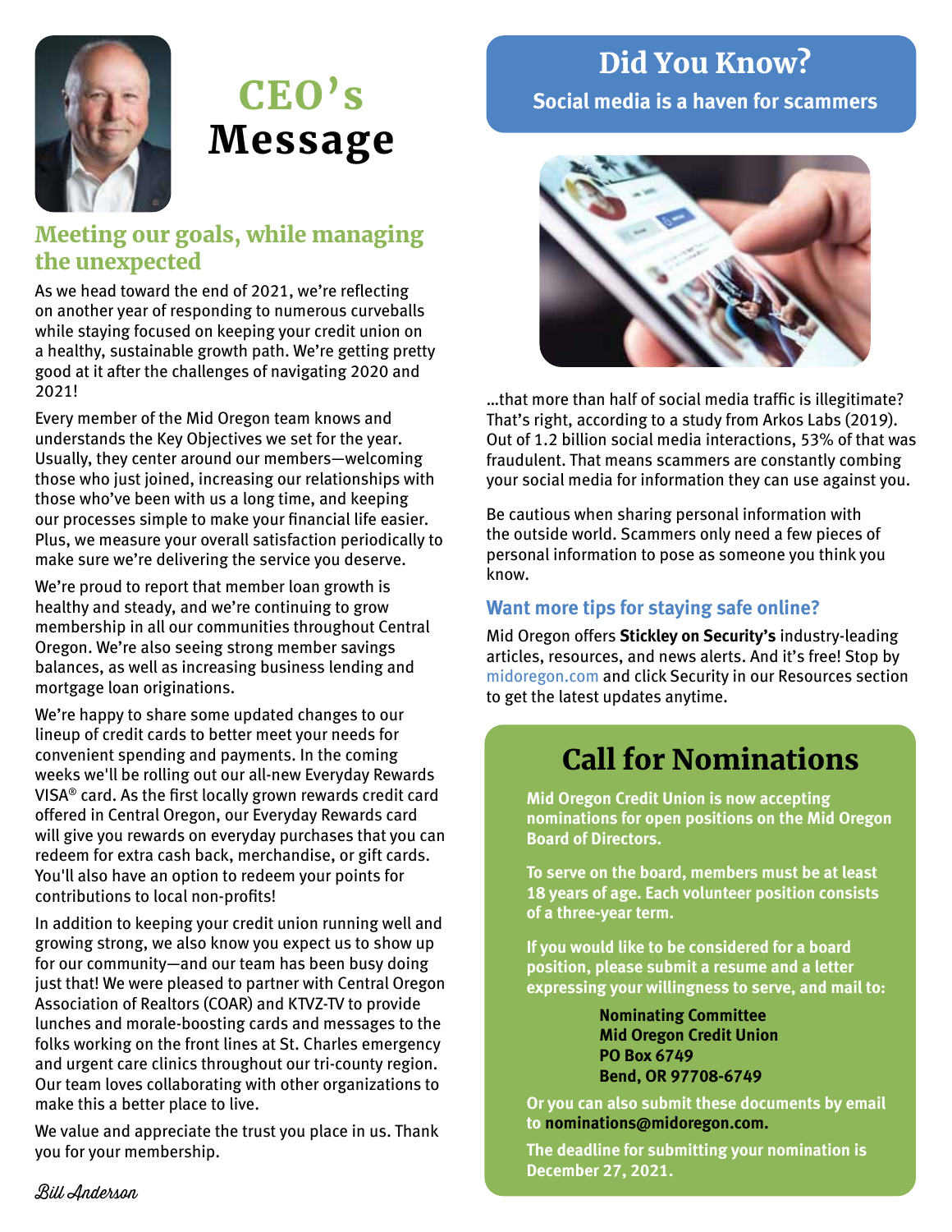# CEO's Message

## Meeting our goals, while managing the unexpected

As we head toward the end of 2021, we're reflecting on another year of responding to numerous curveballs while staying focused on keeping your credit union on a healthy, sustainable growth path. We're getting pretty good at it after the challenges of navigating 2020 and 2021!

Every member of the Mid Oregon team knows and understands the Key Objectives we set for the year. Usually, they center around our members—welcoming those who just joined, increasing our relationships with those who've been with us a long time, and keeping our processes simple to make your financial life easier. Plus, we measure your overall satisfaction periodically to make sure we're delivering the service you deserve.

We're proud to report that member loan growth is healthy and steady, and we're continuing to grow membership in all our communities throughout Central Oregon. We're also seeing strong member savings balances, as well as increasing business lending and mortgage loan originations.

We're happy to share some updated changes to our lineup of credit cards to better meet your needs for convenient spending and payments. In the coming weeks we'll be rolling out our all-new Everyday Rewards VISA® card. As the first locally grown rewards credit card offered in Central Oregon, our Everyday Rewards card will give you rewards on everyday purchases that you can redeem for extra cash back, merchandise, or gift cards. You'll also have an option to redeem your points for contributions to local non-profits!

In addition to keeping your credit union running well and growing strong, we also know you expect us to show up for our community—and our team has been busy doing just that! We were pleased to partner with Central Oregon Association of Realtors (COAR) and KTVZ-TV to provide lunches and morale-boosting cards and messages to the folks working on the front lines at St. Charles emergency and urgent care clinics throughout our tri-county region. Our team loves collaborating with other organizations to make this a better place to live.

We value and appreciate the trust you place in us. Thank you for your membership.

*Bill Anderson*

# Did You Know?

**Social media is a haven for scammers**

...that more than half of social media traffic is illegitimate? That's right, according to a study from Arkos Labs (2019). Out of 1.2 billion social media interactions, 53% of that was fraudulent. That means scammers are constantly combing your social media for information they can use against you.

Be cautious when sharing personal information with the outside world. Scammers only need a few pieces of personal information to pose as someone you think you know.

### Want more tips for staying safe online?

Mid Oregon offers **Stickley on Security's** industry-leading articles, resources, and news alerts. And it's free! Stop by midoregon.com and click Security in our Resources section to get the latest updates anytime.

# Call for Nominations

**Mid Oregon Credit Union is now accepting nominations for open positions on the Mid Oregon Board of Directors.**

**To serve on the board, members must be at least 18 years of age. Each volunteer position consists of a three-year term.**

**If you would like to be considered for a board position, please submit a resume and a letter expressing your willingness to serve, and mail to:**

**Nominating Committee**
**Mid Oregon Credit Union**
**PO Box 6749**
**Bend, OR 97708-6749**

**Or you can also submit these documents by email to nominations@midoregon.com.**

**The deadline for submitting your nomination is December 27, 2021.**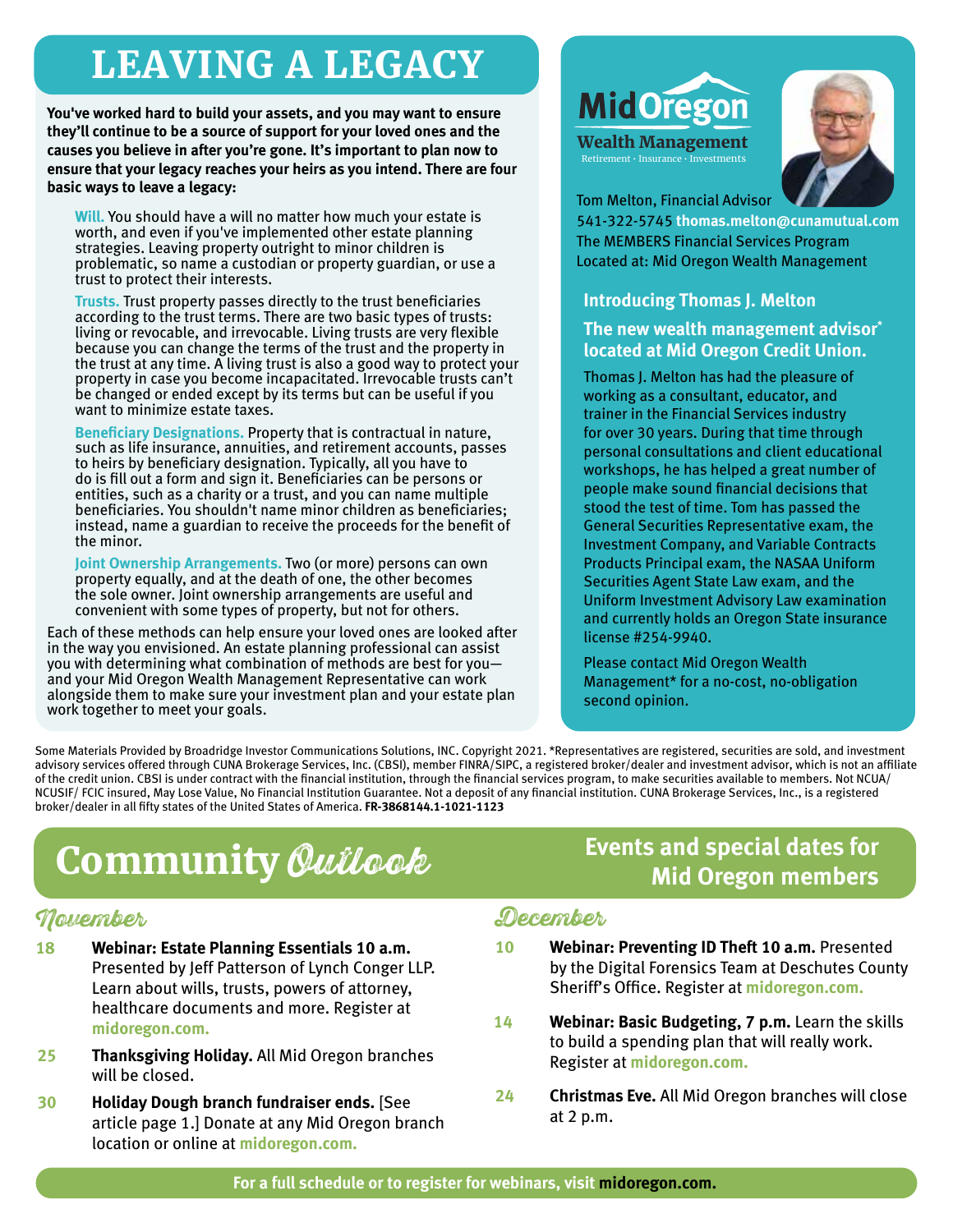# LEAVING A LEGACY

**You've worked hard to build your assets, and you may want to ensure they'll continue to be a source of support for your loved ones and the causes you believe in after you're gone. It's important to plan now to ensure that your legacy reaches your heirs as you intend. There are four basic ways to leave a legacy:**

**Will.** You should have a will no matter how much your estate is worth, and even if you've implemented other estate planning strategies. Leaving property outright to minor children is problematic, so name a custodian or property guardian, or use a trust to protect their interests.

**Trusts.** Trust property passes directly to the trust beneficiaries according to the trust terms. There are two basic types of trusts: living or revocable, and irrevocable. Living trusts are very flexible because you can change the terms of the trust and the property in the trust at any time. A living trust is also a good way to protect your property in case you become incapacitated. Irrevocable trusts can't be changed or ended except by its terms but can be useful if you want to minimize estate taxes.

**Beneficiary Designations.** Property that is contractual in nature, such as life insurance, annuities, and retirement accounts, passes to heirs by beneficiary designation. Typically, all you have to do is fill out a form and sign it. Beneficiaries can be persons or entities, such as a charity or a trust, and you can name multiple beneficiaries. You shouldn't name minor children as beneficiaries; instead, name a guardian to receive the proceeds for the benefit of the minor.

**Joint Ownership Arrangements.** Two (or more) persons can own property equally, and at the death of one, the other becomes the sole owner. Joint ownership arrangements are useful and convenient with some types of property, but not for others.

Each of these methods can help ensure your loved ones are looked after in the way you envisioned. An estate planning professional can assist you with determining what combination of methods are best for you—and your Mid Oregon Wealth Management Representative can work alongside them to make sure your investment plan and your estate plan work together to meet your goals.

**Mid Oregon Wealth Management**
Retirement · Insurance · Investments

Tom Melton, Financial Advisor
541-322-5745 **thomas.melton@cunamutual.com**
The MEMBERS Financial Services Program
Located at: Mid Oregon Wealth Management

### Introducing Thomas J. Melton

### The new wealth management advisor* located at Mid Oregon Credit Union.

Thomas J. Melton has had the pleasure of working as a consultant, educator, and trainer in the Financial Services industry for over 30 years. During that time through personal consultations and client educational workshops, he has helped a great number of people make sound financial decisions that stood the test of time. Tom has passed the General Securities Representative exam, the Investment Company, and Variable Contracts Products Principal exam, the NASAA Uniform Securities Agent State Law exam, and the Uniform Investment Advisory Law examination and currently holds an Oregon State insurance license #254-9940.

Please contact Mid Oregon Wealth Management* for a no-cost, no-obligation second opinion.

Some Materials Provided by Broadridge Investor Communications Solutions, INC. Copyright 2021. *Representatives are registered, securities are sold, and investment advisory services offered through CUNA Brokerage Services, Inc. (CBSI), member FINRA/SIPC, a registered broker/dealer and investment advisor, which is not an affiliate of the credit union. CBSI is under contract with the financial institution, through the financial services program, to make securities available to members. Not NCUA/NCUSIF/ FCIC insured, May Lose Value, No Financial Institution Guarantee. Not a deposit of any financial institution. CUNA Brokerage Services, Inc., is a registered broker/dealer in all fifty states of the United States of America. **FR-3868144.1-1021-1123**

# Community Outlook

## Events and special dates for Mid Oregon members

### November

**18** **Webinar: Estate Planning Essentials 10 a.m.** Presented by Jeff Patterson of Lynch Conger LLP. Learn about wills, trusts, powers of attorney, healthcare documents and more. Register at **midoregon.com.**

**25** **Thanksgiving Holiday.** All Mid Oregon branches will be closed.

**30** **Holiday Dough branch fundraiser ends.** [See article page 1.] Donate at any Mid Oregon branch location or online at **midoregon.com.**

### December

**10** **Webinar: Preventing ID Theft 10 a.m.** Presented by the Digital Forensics Team at Deschutes County Sheriff's Office. Register at **midoregon.com.**

**14** **Webinar: Basic Budgeting, 7 p.m.** Learn the skills to build a spending plan that will really work. Register at **midoregon.com.**

**24** **Christmas Eve.** All Mid Oregon branches will close at 2 p.m.

**For a full schedule or to register for webinars, visit midoregon.com.**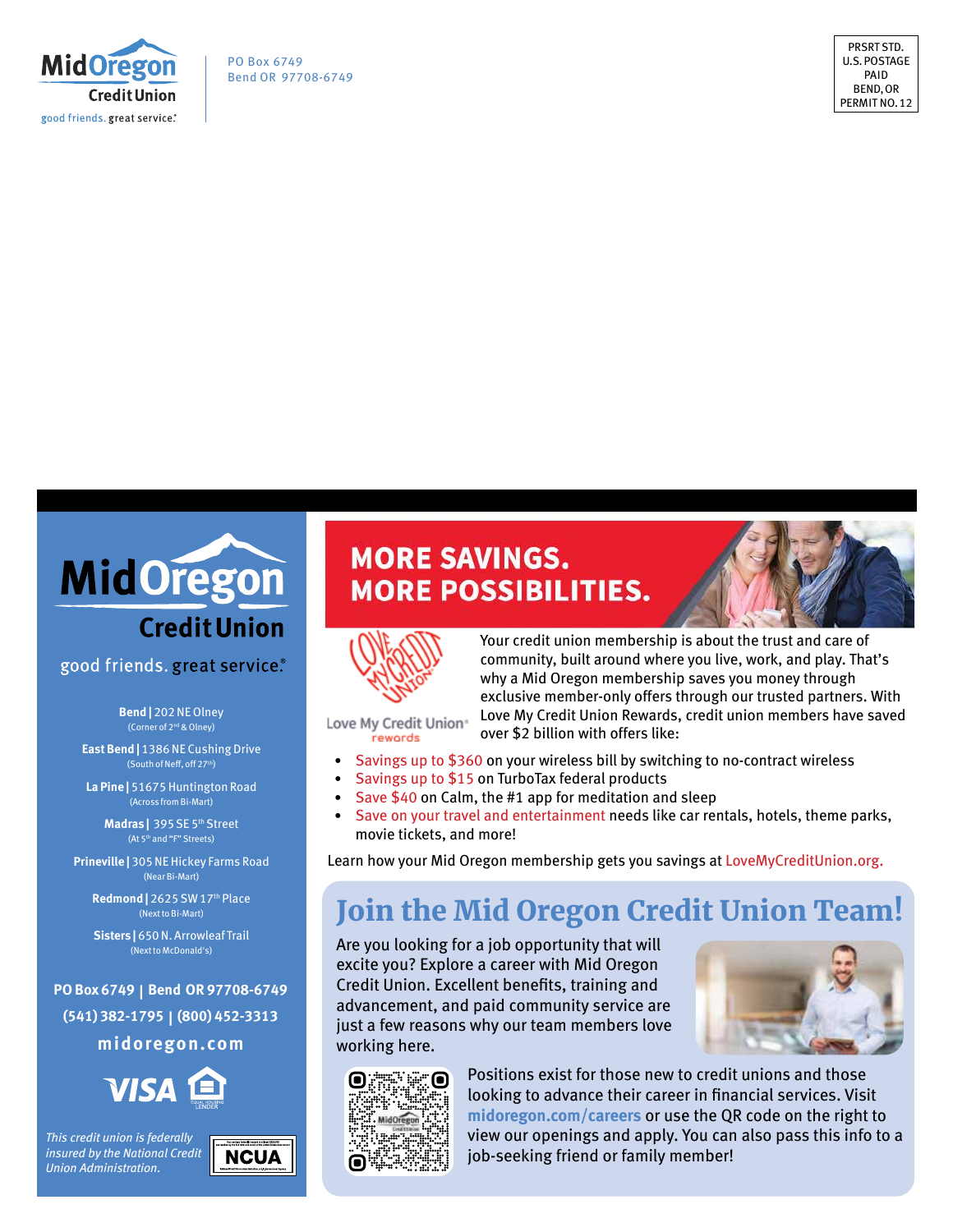Mid Oregon Credit Union

good friends. great service.®

PO Box 6749
Bend OR 97708-6749

PRSRT STD.
U.S. POSTAGE
PAID
BEND, OR
PERMIT NO. 12

Mid Oregon Credit Union

good friends. great service.®

**Bend** | 202 NE Olney
(Corner of 2nd & Olney)

**East Bend** | 1386 NE Cushing Drive
(South of Neff, off 27th)

**La Pine** | 51675 Huntington Road
(Across from Bi-Mart)

**Madras** | 395 SE 5th Street
(At 5th and "F" Streets)

**Prineville** | 305 NE Hickey Farms Road
(Near Bi-Mart)

**Redmond** | 2625 SW 17th Place
(Next to Bi-Mart)

**Sisters** | 650 N. Arrowleaf Trail
(Next to McDonald's)

**PO Box 6749 | Bend OR 97708-6749**
**(541) 382-1795 | (800) 452-3313**
**midoregon.com**

VISA

EQUAL HOUSING LENDER

*This credit union is federally insured by the National Credit Union Administration.*

NCUA

# MORE SAVINGS. MORE POSSIBILITIES.

Love My Credit Union® rewards

Your credit union membership is about the trust and care of community, built around where you live, work, and play. That's why a Mid Oregon membership saves you money through exclusive member-only offers through our trusted partners. With Love My Credit Union Rewards, credit union members have saved over $2 billion with offers like:

- Savings up to $360 on your wireless bill by switching to no-contract wireless
- Savings up to $15 on TurboTax federal products
- Save $40 on Calm, the #1 app for meditation and sleep
- Save on your travel and entertainment needs like car rentals, hotels, theme parks, movie tickets, and more!

Learn how your Mid Oregon membership gets you savings at LoveMyCreditUnion.org.

# Join the Mid Oregon Credit Union Team!

Are you looking for a job opportunity that will excite you? Explore a career with Mid Oregon Credit Union. Excellent benefits, training and advancement, and paid community service are just a few reasons why our team members love working here.

Positions exist for those new to credit unions and those looking to advance their career in financial services. Visit **midoregon.com/careers** or use the QR code on the right to view our openings and apply. You can also pass this info to a job-seeking friend or family member!